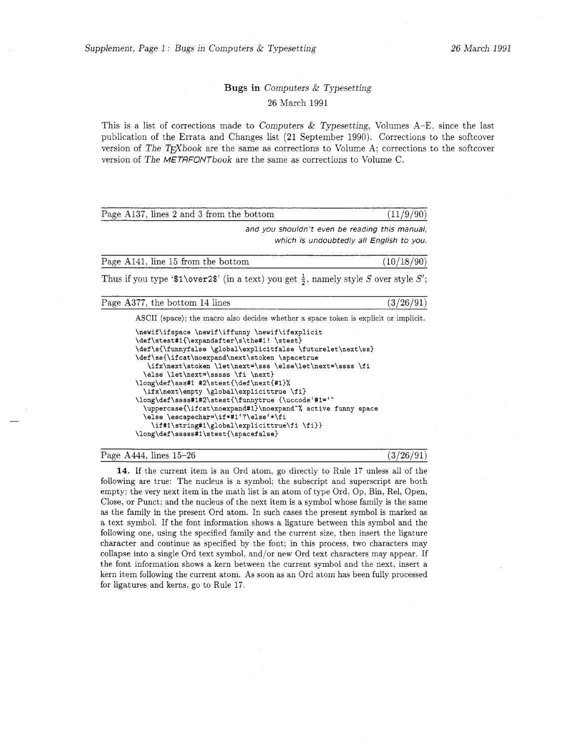# Bugs in *Computers & Typesetting*

26 March 1991

This is a list of corrections made to *Computers & Typesetting*, Volumes A–E, since the last publication of the Errata and Changes list (21 September 1990). Corrections to the softcover version of *The TEXbook* are the same as corrections to Volume A; corrections to the softcover version of *The METAFONTbook* are the same as corrections to Volume C.

---

**Page A137, lines 2 and 3 from the bottom** (11/9/90)

*and you shouldn't even be reading this manual, which is undoubtedly all English to you.*

---

**Page A141, line 15 from the bottom** (10/18/90)

Thus if you type '$1\over2$' (in a text) you get $\frac{1}{2}$, namely style $S$ over style $S'$;

---

**Page A377, the bottom 14 lines** (3/26/91)

ASCII ⟨space⟩; the macro also decides whether a space token is explicit or implicit.

```
\newif\ifspace \newif\iffunny \newif\ifexplicit
\def\stest#1{\expandafter\s\the#1! \stest}
\def\s{\funnyfalse \global\explicitfalse \futurelet\next\ss}
\def\ss{\ifcat\noexpand\next\stoken \spacetrue
   \ifx\next\stoken \let\next=\sss \else\let\next=\ssss \fi
  \else \let\next=\sssss \fi \next}
\long\def\sss#1 #2\stest{\def\next{#1}%
  \ifx\next\empty \global\explicittrue \fi}
\long\def\ssss#1#2\stest{\funnytrue {\uccode`#1=`~
  \uppercase{\ifcat\noexpand#1}\noexpand~% active funny space
  \else \escapechar=\if*#1`?\else`*\fi
    \if#1\string#1\global\explicittrue\fi \fi}}
\long\def\sssss#1\stest{\spacefalse}
```

---

**Page A444, lines 15–26** (3/26/91)

**14.** If the current item is an Ord atom, go directly to Rule 17 unless all of the following are true: The nucleus is a symbol; the subscript and superscript are both empty; the very next item in the math list is an atom of type Ord, Op, Bin, Rel, Open, Close, or Punct; and the nucleus of the next item is a symbol whose family is the same as the family in the present Ord atom. In such cases the present symbol is marked as a text symbol. If the font information shows a ligature between this symbol and the following one, using the specified family and the current size, then insert the ligature character and continue as specified by the font; in this process, two characters may collapse into a single Ord text symbol, and/or new Ord text characters may appear. If the font information shows a kern between the current symbol and the next, insert a kern item following the current atom. As soon as an Ord atom has been fully processed for ligatures and kerns, go to Rule 17.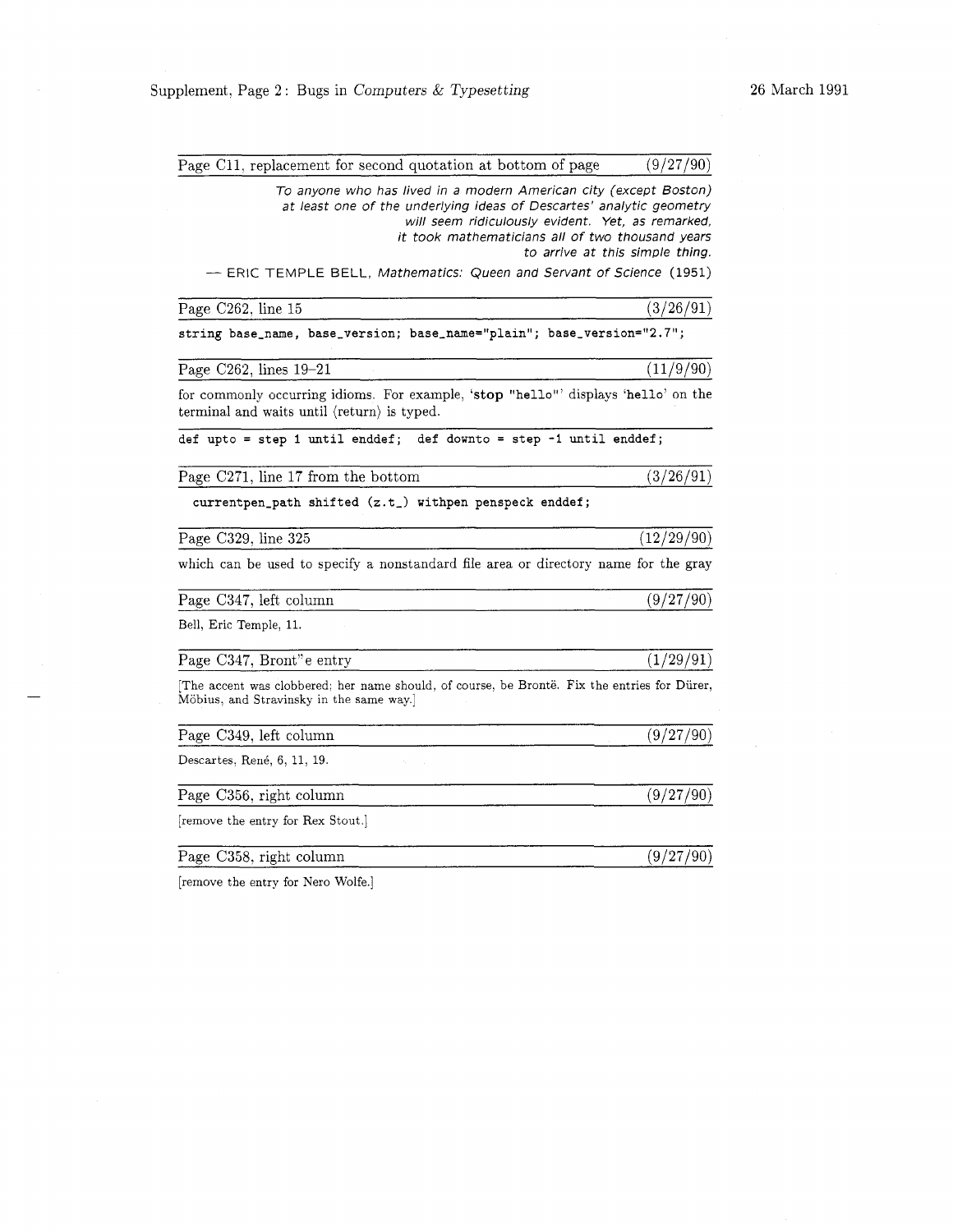Page C11, replacement for second quotation at bottom of page (9/27/90)

> *To anyone who has lived in a modern American city (except Boston) at least one of the underlying ideas of Descartes' analytic geometry will seem ridiculously evident. Yet, as remarked, it took mathematicians all of two thousand years to arrive at this simple thing.*
>
> — ERIC TEMPLE BELL, *Mathematics: Queen and Servant of Science* (1951)

Page C262, line 15 (3/26/91)

```
string base_name, base_version; base_name="plain"; base_version="2.7";
```

Page C262, lines 19–21 (11/9/90)

for commonly occurring idioms. For example, '**stop** "hello"' displays 'hello' on the terminal and waits until ⟨return⟩ is typed.

```
def upto = step 1 until enddef;  def downto = step -1 until enddef;
```

Page C271, line 17 from the bottom (3/26/91)

```
  currentpen_path shifted (z.t_) withpen penspeck enddef;
```

Page C329, line 325 (12/29/90)

which can be used to specify a nonstandard file area or directory name for the gray

Page C347, left column (9/27/90)

Bell, Eric Temple, 11.

Page C347, Bront"e entry (1/29/91)

[The accent was clobbered; her name should, of course, be Brontë. Fix the entries for Dürer, Möbius, and Stravinsky in the same way.]

Page C349, left column (9/27/90)

Descartes, René, 6, 11, 19.

Page C356, right column (9/27/90)

[remove the entry for Rex Stout.]

Page C358, right column (9/27/90)

[remove the entry for Nero Wolfe.]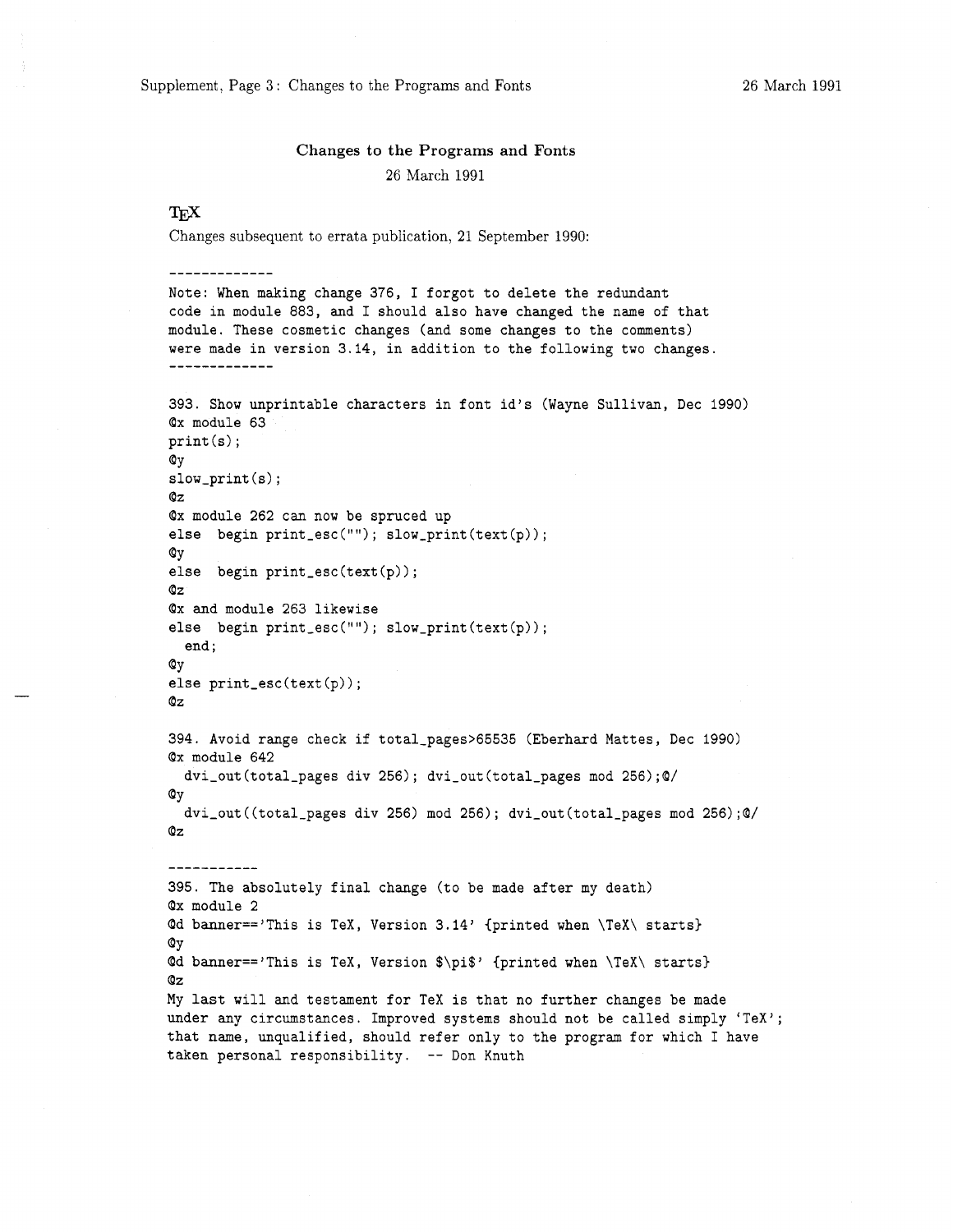## Changes to the Programs and Fonts

26 March 1991

### TeX

Changes subsequent to errata publication, 21 September 1990:

```
-------------
Note: When making change 376, I forgot to delete the redundant
code in module 883, and I should also have changed the name of that
module. These cosmetic changes (and some changes to the comments)
were made in version 3.14, in addition to the following two changes.
-------------

393. Show unprintable characters in font id's (Wayne Sullivan, Dec 1990)
@x module 63
print(s);
@y
slow_print(s);
@z
@x module 262 can now be spruced up
else  begin print_esc(""); slow_print(text(p));
@y
else  begin print_esc(text(p));
@z
@x and module 263 likewise
else  begin print_esc(""); slow_print(text(p));
  end;
@y
else print_esc(text(p));
@z

394. Avoid range check if total_pages>65535 (Eberhard Mattes, Dec 1990)
@x module 642
  dvi_out(total_pages div 256); dvi_out(total_pages mod 256);@/
@y
  dvi_out((total_pages div 256) mod 256); dvi_out(total_pages mod 256);@/
@z

-----------
395. The absolutely final change (to be made after my death)
@x module 2
@d banner=='This is TeX, Version 3.14' {printed when \TeX\ starts}
@y
@d banner=='This is TeX, Version $\pi$' {printed when \TeX\ starts}
@z
My last will and testament for TeX is that no further changes be made
under any circumstances. Improved systems should not be called simply 'TeX';
that name, unqualified, should refer only to the program for which I have
taken personal responsibility.  -- Don Knuth
```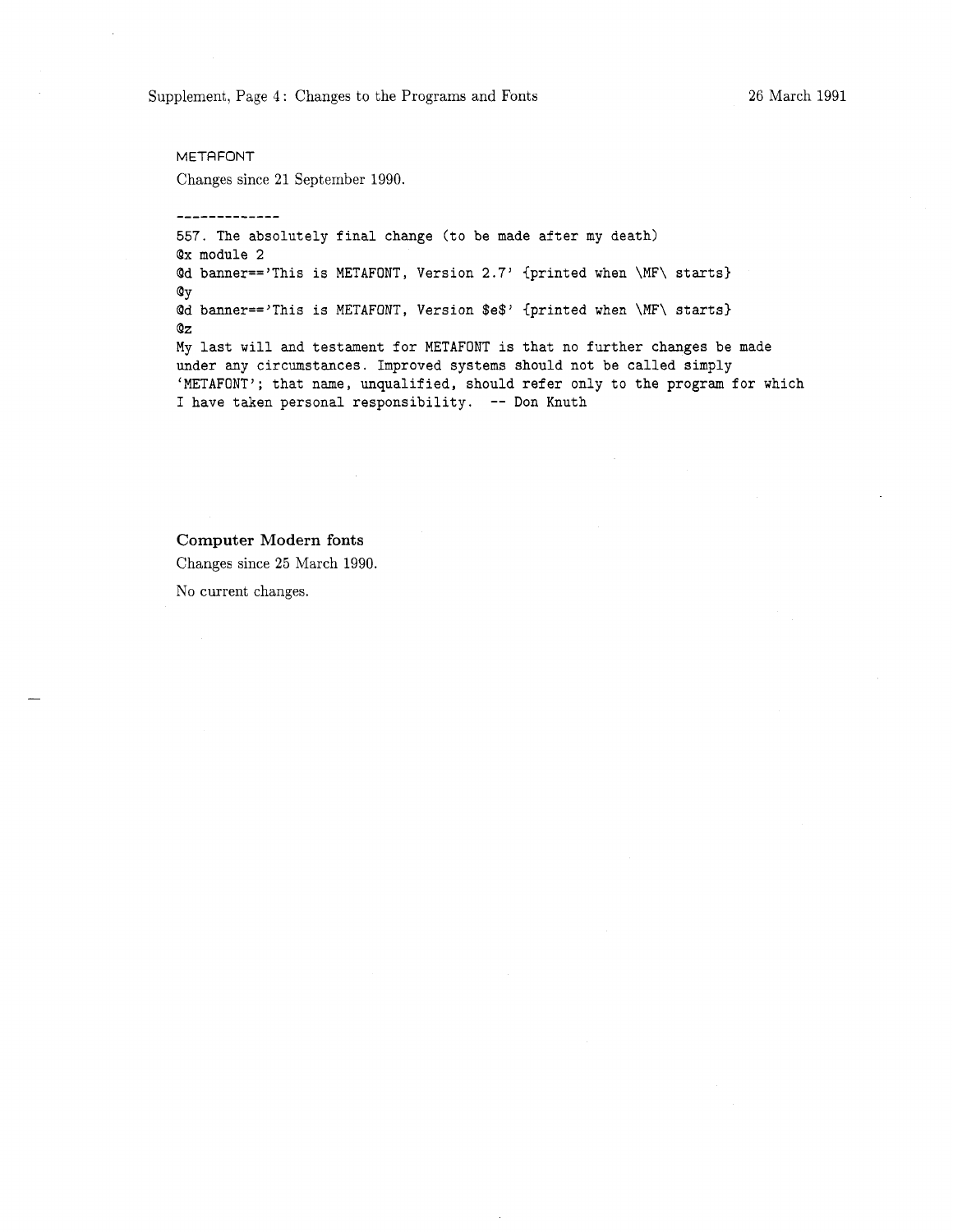## METAFONT

Changes since 21 September 1990.

```
-------------
557. The absolutely final change (to be made after my death)
@x module 2
@d banner=='This is METAFONT, Version 2.7' {printed when \MF\ starts}
@y
@d banner=='This is METAFONT, Version $e$' {printed when \MF\ starts}
@z
My last will and testament for METAFONT is that no further changes be made
under any circumstances. Improved systems should not be called simply
'METAFONT'; that name, unqualified, should refer only to the program for which
I have taken personal responsibility.  -- Don Knuth
```

## Computer Modern fonts

Changes since 25 March 1990.

No current changes.